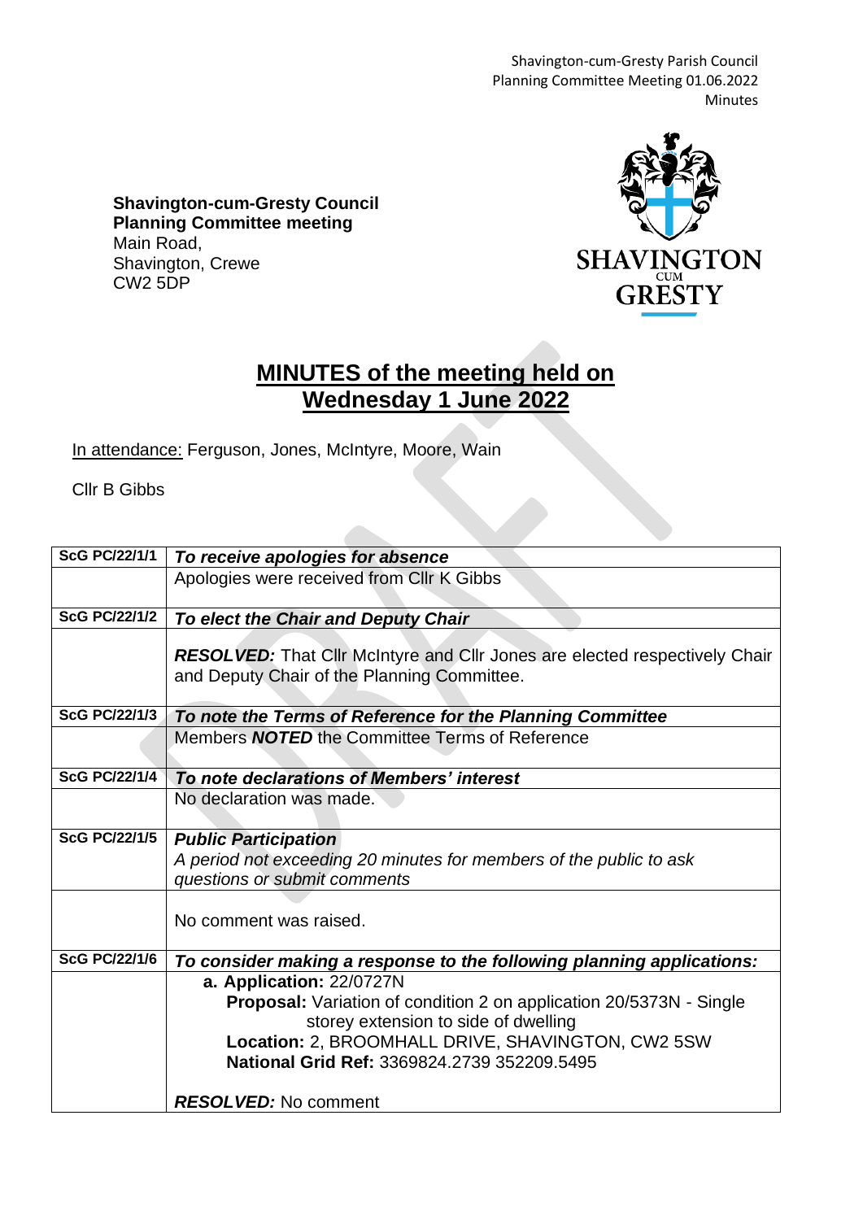**Shavington-cum-Gresty Council**
**Planning Committee meeting**
Main Road,
Shavington, Crewe
CW2 5DP

# MINUTES of the meeting held on Wednesday 1 June 2022

In attendance: Ferguson, Jones, McIntyre, Moore, Wain

Cllr B Gibbs

| ScG PC/22/1/1 | ***To receive apologies for absence*** |
|---|---|
| | Apologies were received from Cllr K Gibbs |
| **ScG PC/22/1/2** | ***To elect the Chair and Deputy Chair*** |
| | ***RESOLVED:*** That Cllr McIntyre and Cllr Jones are elected respectively Chair and Deputy Chair of the Planning Committee. |
| **ScG PC/22/1/3** | ***To note the Terms of Reference for the Planning Committee*** |
| | Members ***NOTED*** the Committee Terms of Reference |
| **ScG PC/22/1/4** | ***To note declarations of Members' interest*** |
| | No declaration was made. |
| **ScG PC/22/1/5** | ***Public Participation*** *A period not exceeding 20 minutes for members of the public to ask questions or submit comments* |
| | No comment was raised. |
| **ScG PC/22/1/6** | ***To consider making a response to the following planning applications:*** |
| | **a. Application:** 22/0727N **Proposal:** Variation of condition 2 on application 20/5373N - Single storey extension to side of dwelling **Location:** 2, BROOMHALL DRIVE, SHAVINGTON, CW2 5SW **National Grid Ref:** 3369824.2739 352209.5495 ***RESOLVED:*** No comment |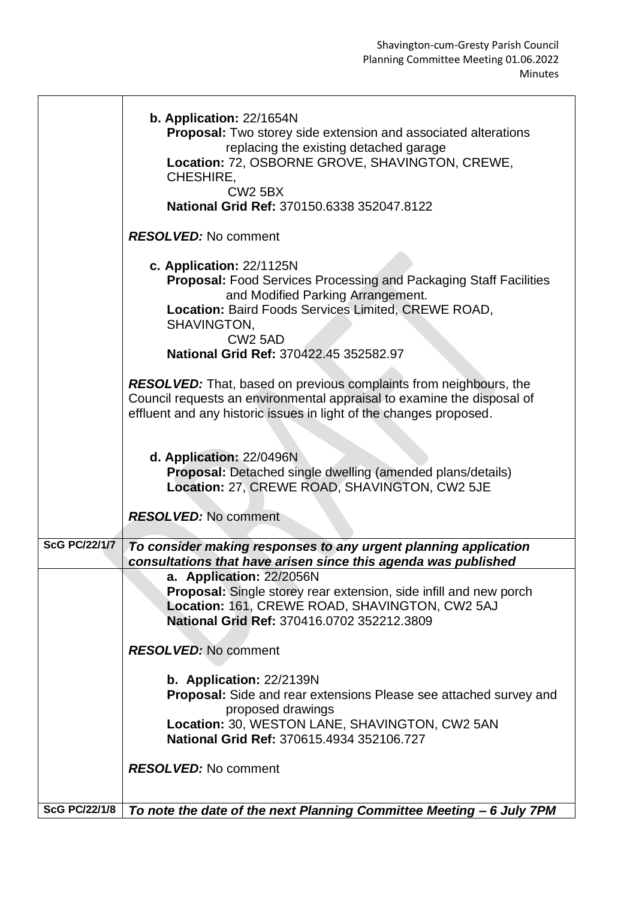| | |
|---|---|
| | **b. Application:** 22/1654N<br>**Proposal:** Two storey side extension and associated alterations replacing the existing detached garage<br>**Location:** 72, OSBORNE GROVE, SHAVINGTON, CREWE, CHESHIRE, CW2 5BX<br>**National Grid Ref:** 370150.6338 352047.8122<br><br>***RESOLVED:*** No comment<br><br>**c. Application:** 22/1125N<br>**Proposal:** Food Services Processing and Packaging Staff Facilities and Modified Parking Arrangement.<br>**Location:** Baird Foods Services Limited, CREWE ROAD, SHAVINGTON, CW2 5AD<br>**National Grid Ref:** 370422.45 352582.97<br><br>***RESOLVED:*** That, based on previous complaints from neighbours, the Council requests an environmental appraisal to examine the disposal of effluent and any historic issues in light of the changes proposed.<br><br>**d. Application:** 22/0496N<br>**Proposal:** Detached single dwelling (amended plans/details)<br>**Location:** 27, CREWE ROAD, SHAVINGTON, CW2 5JE<br><br>***RESOLVED:*** No comment |
| **ScG PC/22/1/7** | ***To consider making responses to any urgent planning application consultations that have arisen since this agenda was published*** |
| | **a. Application:** 22/2056N<br>**Proposal:** Single storey rear extension, side infill and new porch<br>**Location:** 161, CREWE ROAD, SHAVINGTON, CW2 5AJ<br>**National Grid Ref:** 370416.0702 352212.3809<br><br>***RESOLVED:*** No comment<br><br>**b. Application:** 22/2139N<br>**Proposal:** Side and rear extensions Please see attached survey and proposed drawings<br>**Location:** 30, WESTON LANE, SHAVINGTON, CW2 5AN<br>**National Grid Ref:** 370615.4934 352106.727<br><br>***RESOLVED:*** No comment |
| **ScG PC/22/1/8** | ***To note the date of the next Planning Committee Meeting – 6 July 7PM*** |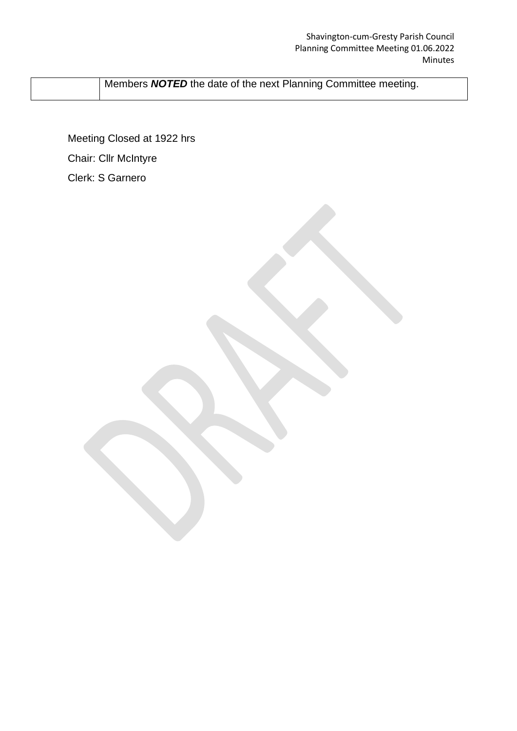| | |
|---|---|
| | Members ***NOTED*** the date of the next Planning Committee meeting. |

Meeting Closed at 1922 hrs

Chair: Cllr McIntyre

Clerk: S Garnero